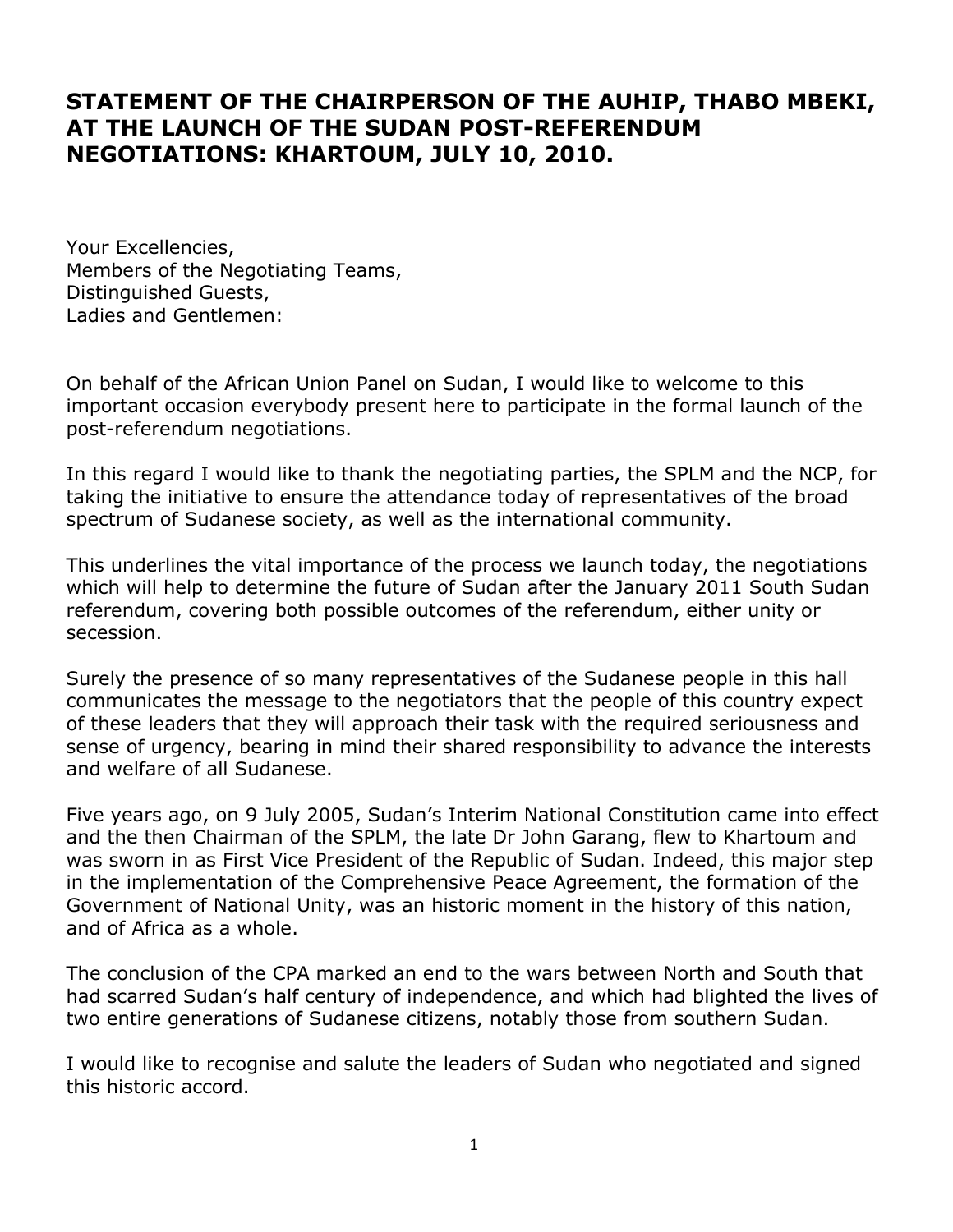# STATEMENT OF THE CHAIRPERSON OF THE AUHIP, THABO MBEKI, AT THE LAUNCH OF THE SUDAN POST-REFERENDUM NEGOTIATIONS: KHARTOUM, JULY 10, 2010.

Your Excellencies,
Members of the Negotiating Teams,
Distinguished Guests,
Ladies and Gentlemen:

On behalf of the African Union Panel on Sudan, I would like to welcome to this important occasion everybody present here to participate in the formal launch of the post-referendum negotiations.

In this regard I would like to thank the negotiating parties, the SPLM and the NCP, for taking the initiative to ensure the attendance today of representatives of the broad spectrum of Sudanese society, as well as the international community.

This underlines the vital importance of the process we launch today, the negotiations which will help to determine the future of Sudan after the January 2011 South Sudan referendum, covering both possible outcomes of the referendum, either unity or secession.

Surely the presence of so many representatives of the Sudanese people in this hall communicates the message to the negotiators that the people of this country expect of these leaders that they will approach their task with the required seriousness and sense of urgency, bearing in mind their shared responsibility to advance the interests and welfare of all Sudanese.

Five years ago, on 9 July 2005, Sudan's Interim National Constitution came into effect and the then Chairman of the SPLM, the late Dr John Garang, flew to Khartoum and was sworn in as First Vice President of the Republic of Sudan. Indeed, this major step in the implementation of the Comprehensive Peace Agreement, the formation of the Government of National Unity, was an historic moment in the history of this nation, and of Africa as a whole.

The conclusion of the CPA marked an end to the wars between North and South that had scarred Sudan's half century of independence, and which had blighted the lives of two entire generations of Sudanese citizens, notably those from southern Sudan.

I would like to recognise and salute the leaders of Sudan who negotiated and signed this historic accord.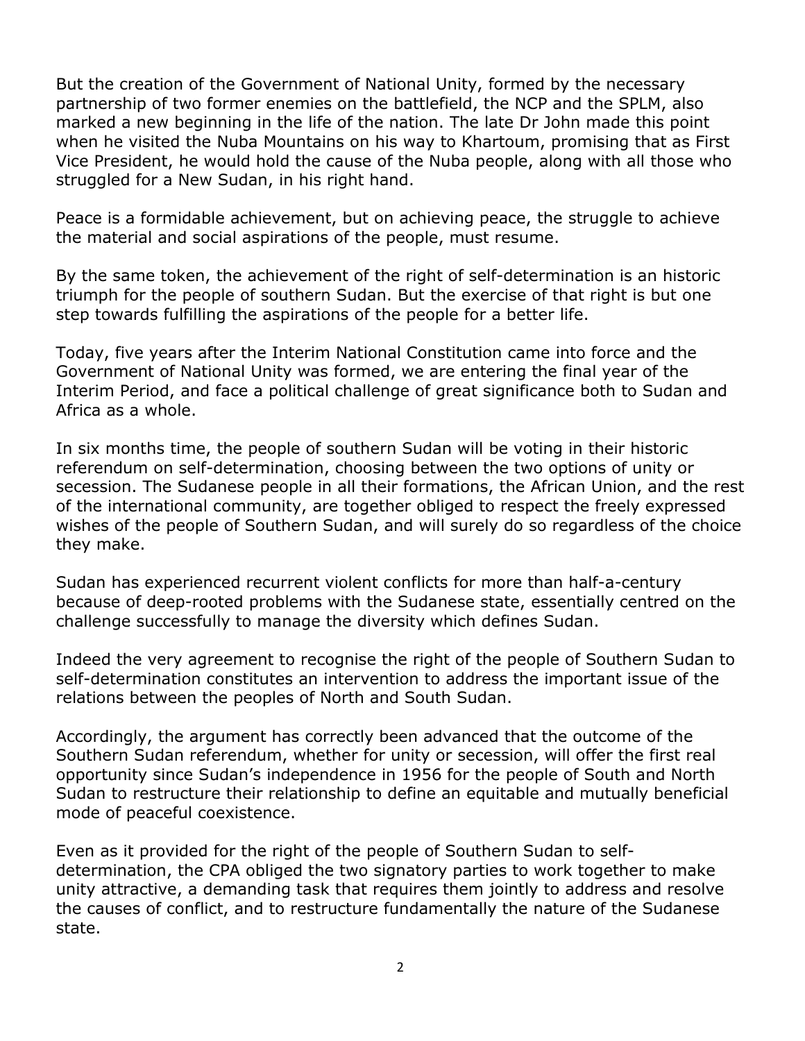But the creation of the Government of National Unity, formed by the necessary partnership of two former enemies on the battlefield, the NCP and the SPLM, also marked a new beginning in the life of the nation. The late Dr John made this point when he visited the Nuba Mountains on his way to Khartoum, promising that as First Vice President, he would hold the cause of the Nuba people, along with all those who struggled for a New Sudan, in his right hand.

Peace is a formidable achievement, but on achieving peace, the struggle to achieve the material and social aspirations of the people, must resume.

By the same token, the achievement of the right of self-determination is an historic triumph for the people of southern Sudan. But the exercise of that right is but one step towards fulfilling the aspirations of the people for a better life.

Today, five years after the Interim National Constitution came into force and the Government of National Unity was formed, we are entering the final year of the Interim Period, and face a political challenge of great significance both to Sudan and Africa as a whole.

In six months time, the people of southern Sudan will be voting in their historic referendum on self-determination, choosing between the two options of unity or secession. The Sudanese people in all their formations, the African Union, and the rest of the international community, are together obliged to respect the freely expressed wishes of the people of Southern Sudan, and will surely do so regardless of the choice they make.

Sudan has experienced recurrent violent conflicts for more than half-a-century because of deep-rooted problems with the Sudanese state, essentially centred on the challenge successfully to manage the diversity which defines Sudan.

Indeed the very agreement to recognise the right of the people of Southern Sudan to self-determination constitutes an intervention to address the important issue of the relations between the peoples of North and South Sudan.

Accordingly, the argument has correctly been advanced that the outcome of the Southern Sudan referendum, whether for unity or secession, will offer the first real opportunity since Sudan's independence in 1956 for the people of South and North Sudan to restructure their relationship to define an equitable and mutually beneficial mode of peaceful coexistence.

Even as it provided for the right of the people of Southern Sudan to self-determination, the CPA obliged the two signatory parties to work together to make unity attractive, a demanding task that requires them jointly to address and resolve the causes of conflict, and to restructure fundamentally the nature of the Sudanese state.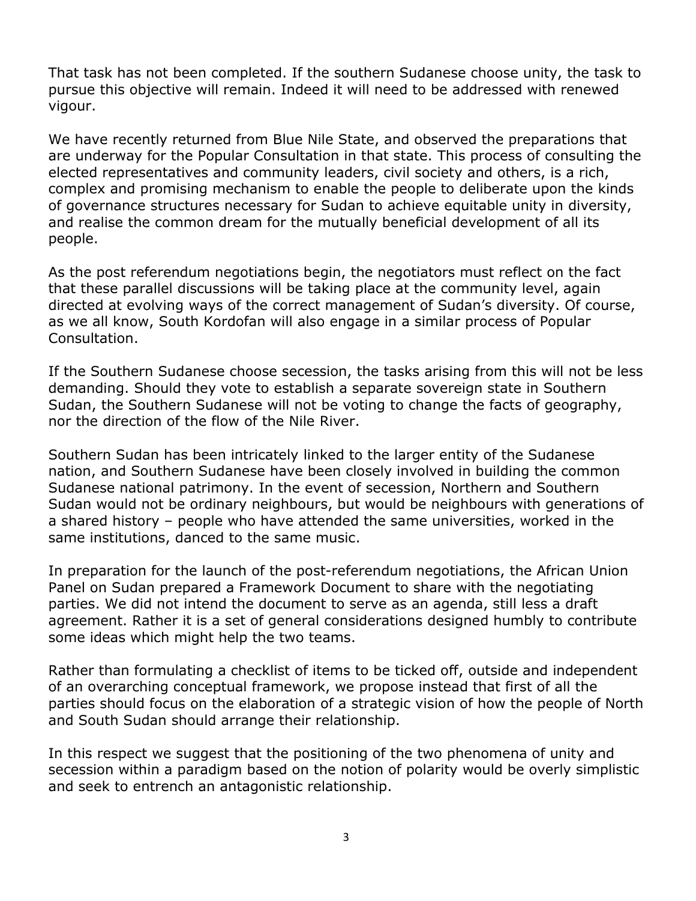That task has not been completed. If the southern Sudanese choose unity, the task to pursue this objective will remain. Indeed it will need to be addressed with renewed vigour.

We have recently returned from Blue Nile State, and observed the preparations that are underway for the Popular Consultation in that state. This process of consulting the elected representatives and community leaders, civil society and others, is a rich, complex and promising mechanism to enable the people to deliberate upon the kinds of governance structures necessary for Sudan to achieve equitable unity in diversity, and realise the common dream for the mutually beneficial development of all its people.

As the post referendum negotiations begin, the negotiators must reflect on the fact that these parallel discussions will be taking place at the community level, again directed at evolving ways of the correct management of Sudan's diversity. Of course, as we all know, South Kordofan will also engage in a similar process of Popular Consultation.

If the Southern Sudanese choose secession, the tasks arising from this will not be less demanding. Should they vote to establish a separate sovereign state in Southern Sudan, the Southern Sudanese will not be voting to change the facts of geography, nor the direction of the flow of the Nile River.

Southern Sudan has been intricately linked to the larger entity of the Sudanese nation, and Southern Sudanese have been closely involved in building the common Sudanese national patrimony. In the event of secession, Northern and Southern Sudan would not be ordinary neighbours, but would be neighbours with generations of a shared history – people who have attended the same universities, worked in the same institutions, danced to the same music.

In preparation for the launch of the post-referendum negotiations, the African Union Panel on Sudan prepared a Framework Document to share with the negotiating parties. We did not intend the document to serve as an agenda, still less a draft agreement. Rather it is a set of general considerations designed humbly to contribute some ideas which might help the two teams.

Rather than formulating a checklist of items to be ticked off, outside and independent of an overarching conceptual framework, we propose instead that first of all the parties should focus on the elaboration of a strategic vision of how the people of North and South Sudan should arrange their relationship.

In this respect we suggest that the positioning of the two phenomena of unity and secession within a paradigm based on the notion of polarity would be overly simplistic and seek to entrench an antagonistic relationship.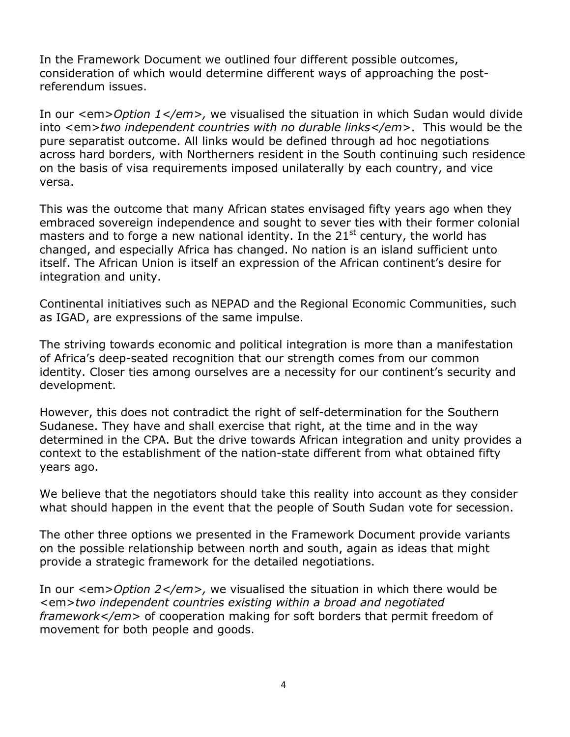In the Framework Document we outlined four different possible outcomes, consideration of which would determine different ways of approaching the post-referendum issues.

In our <em>*Option 1</em>*, we visualised the situation in which Sudan would divide into <em>*two independent countries with no durable links</em>*. This would be the pure separatist outcome. All links would be defined through ad hoc negotiations across hard borders, with Northerners resident in the South continuing such residence on the basis of visa requirements imposed unilaterally by each country, and vice versa.

This was the outcome that many African states envisaged fifty years ago when they embraced sovereign independence and sought to sever ties with their former colonial masters and to forge a new national identity. In the 21st century, the world has changed, and especially Africa has changed. No nation is an island sufficient unto itself. The African Union is itself an expression of the African continent's desire for integration and unity.

Continental initiatives such as NEPAD and the Regional Economic Communities, such as IGAD, are expressions of the same impulse.

The striving towards economic and political integration is more than a manifestation of Africa's deep-seated recognition that our strength comes from our common identity. Closer ties among ourselves are a necessity for our continent's security and development.

However, this does not contradict the right of self-determination for the Southern Sudanese. They have and shall exercise that right, at the time and in the way determined in the CPA. But the drive towards African integration and unity provides a context to the establishment of the nation-state different from what obtained fifty years ago.

We believe that the negotiators should take this reality into account as they consider what should happen in the event that the people of South Sudan vote for secession.

The other three options we presented in the Framework Document provide variants on the possible relationship between north and south, again as ideas that might provide a strategic framework for the detailed negotiations.

In our <em>*Option 2</em>*, we visualised the situation in which there would be <em>*two independent countries existing within a broad and negotiated framework</em>* of cooperation making for soft borders that permit freedom of movement for both people and goods.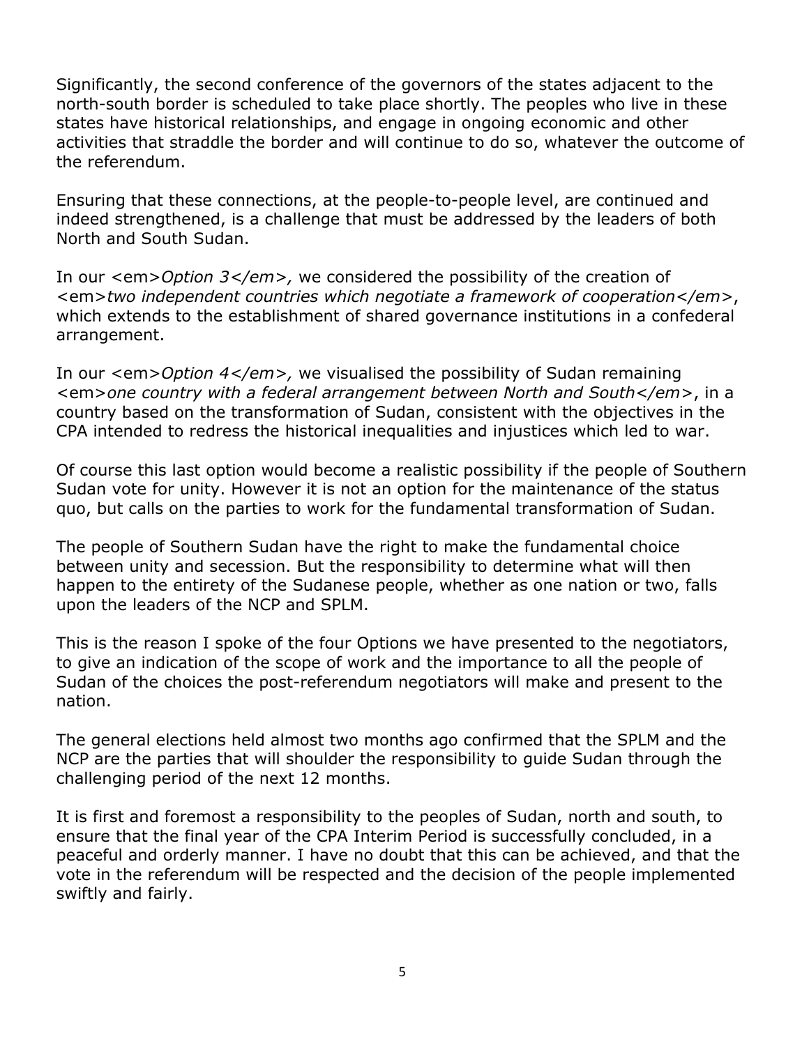Significantly, the second conference of the governors of the states adjacent to the north-south border is scheduled to take place shortly. The peoples who live in these states have historical relationships, and engage in ongoing economic and other activities that straddle the border and will continue to do so, whatever the outcome of the referendum.

Ensuring that these connections, at the people-to-people level, are continued and indeed strengthened, is a challenge that must be addressed by the leaders of both North and South Sudan.

In our <em>Option 3</em>, we considered the possibility of the creation of <em>two independent countries which negotiate a framework of cooperation</em>, which extends to the establishment of shared governance institutions in a confederal arrangement.

In our <em>Option 4</em>, we visualised the possibility of Sudan remaining <em>one country with a federal arrangement between North and South</em>, in a country based on the transformation of Sudan, consistent with the objectives in the CPA intended to redress the historical inequalities and injustices which led to war.

Of course this last option would become a realistic possibility if the people of Southern Sudan vote for unity. However it is not an option for the maintenance of the status quo, but calls on the parties to work for the fundamental transformation of Sudan.

The people of Southern Sudan have the right to make the fundamental choice between unity and secession. But the responsibility to determine what will then happen to the entirety of the Sudanese people, whether as one nation or two, falls upon the leaders of the NCP and SPLM.

This is the reason I spoke of the four Options we have presented to the negotiators, to give an indication of the scope of work and the importance to all the people of Sudan of the choices the post-referendum negotiators will make and present to the nation.

The general elections held almost two months ago confirmed that the SPLM and the NCP are the parties that will shoulder the responsibility to guide Sudan through the challenging period of the next 12 months.

It is first and foremost a responsibility to the peoples of Sudan, north and south, to ensure that the final year of the CPA Interim Period is successfully concluded, in a peaceful and orderly manner. I have no doubt that this can be achieved, and that the vote in the referendum will be respected and the decision of the people implemented swiftly and fairly.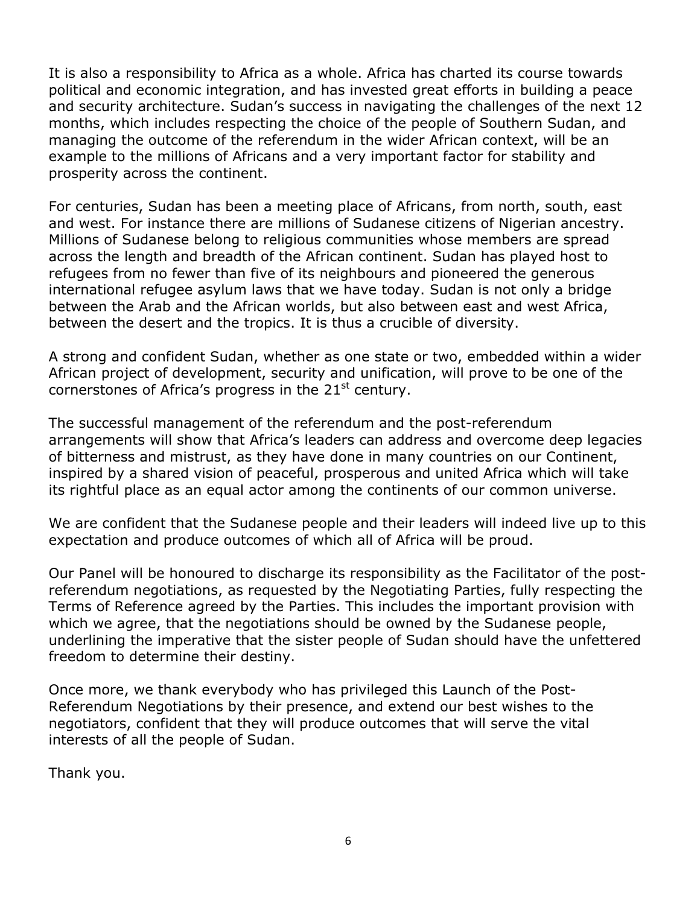It is also a responsibility to Africa as a whole. Africa has charted its course towards political and economic integration, and has invested great efforts in building a peace and security architecture. Sudan's success in navigating the challenges of the next 12 months, which includes respecting the choice of the people of Southern Sudan, and managing the outcome of the referendum in the wider African context, will be an example to the millions of Africans and a very important factor for stability and prosperity across the continent.

For centuries, Sudan has been a meeting place of Africans, from north, south, east and west. For instance there are millions of Sudanese citizens of Nigerian ancestry. Millions of Sudanese belong to religious communities whose members are spread across the length and breadth of the African continent. Sudan has played host to refugees from no fewer than five of its neighbours and pioneered the generous international refugee asylum laws that we have today. Sudan is not only a bridge between the Arab and the African worlds, but also between east and west Africa, between the desert and the tropics. It is thus a crucible of diversity.

A strong and confident Sudan, whether as one state or two, embedded within a wider African project of development, security and unification, will prove to be one of the cornerstones of Africa's progress in the 21st century.

The successful management of the referendum and the post-referendum arrangements will show that Africa's leaders can address and overcome deep legacies of bitterness and mistrust, as they have done in many countries on our Continent, inspired by a shared vision of peaceful, prosperous and united Africa which will take its rightful place as an equal actor among the continents of our common universe.

We are confident that the Sudanese people and their leaders will indeed live up to this expectation and produce outcomes of which all of Africa will be proud.

Our Panel will be honoured to discharge its responsibility as the Facilitator of the post-referendum negotiations, as requested by the Negotiating Parties, fully respecting the Terms of Reference agreed by the Parties. This includes the important provision with which we agree, that the negotiations should be owned by the Sudanese people, underlining the imperative that the sister people of Sudan should have the unfettered freedom to determine their destiny.

Once more, we thank everybody who has privileged this Launch of the Post-Referendum Negotiations by their presence, and extend our best wishes to the negotiators, confident that they will produce outcomes that will serve the vital interests of all the people of Sudan.

Thank you.